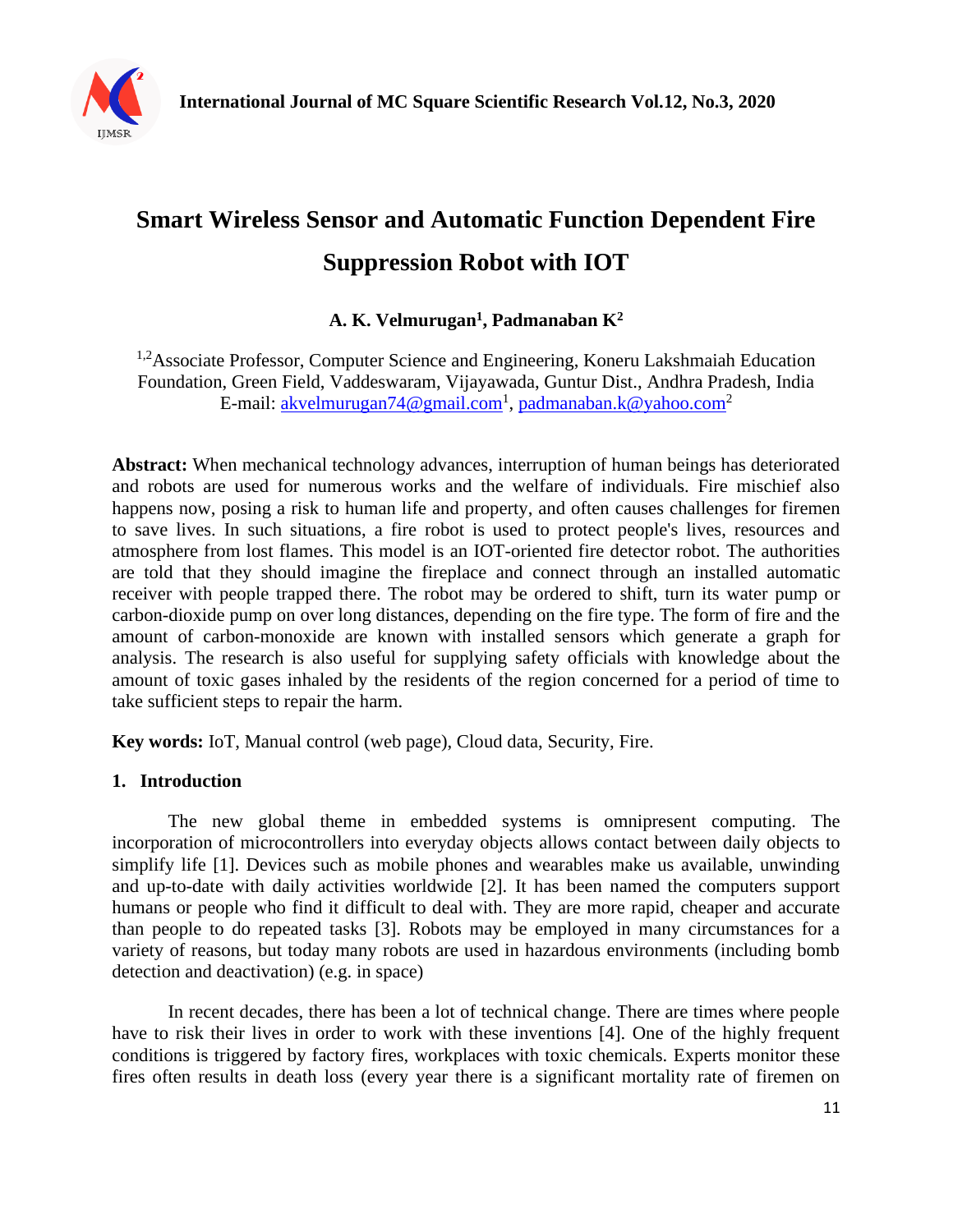# Smart Wireless Sensor and Automatic Function Dependent Fire Suppression Robot with IOT

**A. K. Velmurugan[1], Padmanaban K[2]**

[1,2]Associate Professor, Computer Science and Engineering, Koneru Lakshmaiah Education Foundation, Green Field, Vaddeswaram, Vijayawada, Guntur Dist., Andhra Pradesh, India
E-mail: akvelmurugan74@gmail.com[1], padmanaban.k@yahoo.com[2]

**Abstract:** When mechanical technology advances, interruption of human beings has deteriorated and robots are used for numerous works and the welfare of individuals. Fire mischief also happens now, posing a risk to human life and property, and often causes challenges for firemen to save lives. In such situations, a fire robot is used to protect people's lives, resources and atmosphere from lost flames. This model is an IOT-oriented fire detector robot. The authorities are told that they should imagine the fireplace and connect through an installed automatic receiver with people trapped there. The robot may be ordered to shift, turn its water pump or carbon-dioxide pump on over long distances, depending on the fire type. The form of fire and the amount of carbon-monoxide are known with installed sensors which generate a graph for analysis. The research is also useful for supplying safety officials with knowledge about the amount of toxic gases inhaled by the residents of the region concerned for a period of time to take sufficient steps to repair the harm.

**Key words:** IoT, Manual control (web page), Cloud data, Security, Fire.

## 1. Introduction

The new global theme in embedded systems is omnipresent computing. The incorporation of microcontrollers into everyday objects allows contact between daily objects to simplify life [1]. Devices such as mobile phones and wearables make us available, unwinding and up-to-date with daily activities worldwide [2]. It has been named the computers support humans or people who find it difficult to deal with. They are more rapid, cheaper and accurate than people to do repeated tasks [3]. Robots may be employed in many circumstances for a variety of reasons, but today many robots are used in hazardous environments (including bomb detection and deactivation) (e.g. in space)

In recent decades, there has been a lot of technical change. There are times where people have to risk their lives in order to work with these inventions [4]. One of the highly frequent conditions is triggered by factory fires, workplaces with toxic chemicals. Experts monitor these fires often results in death loss (every year there is a significant mortality rate of firemen on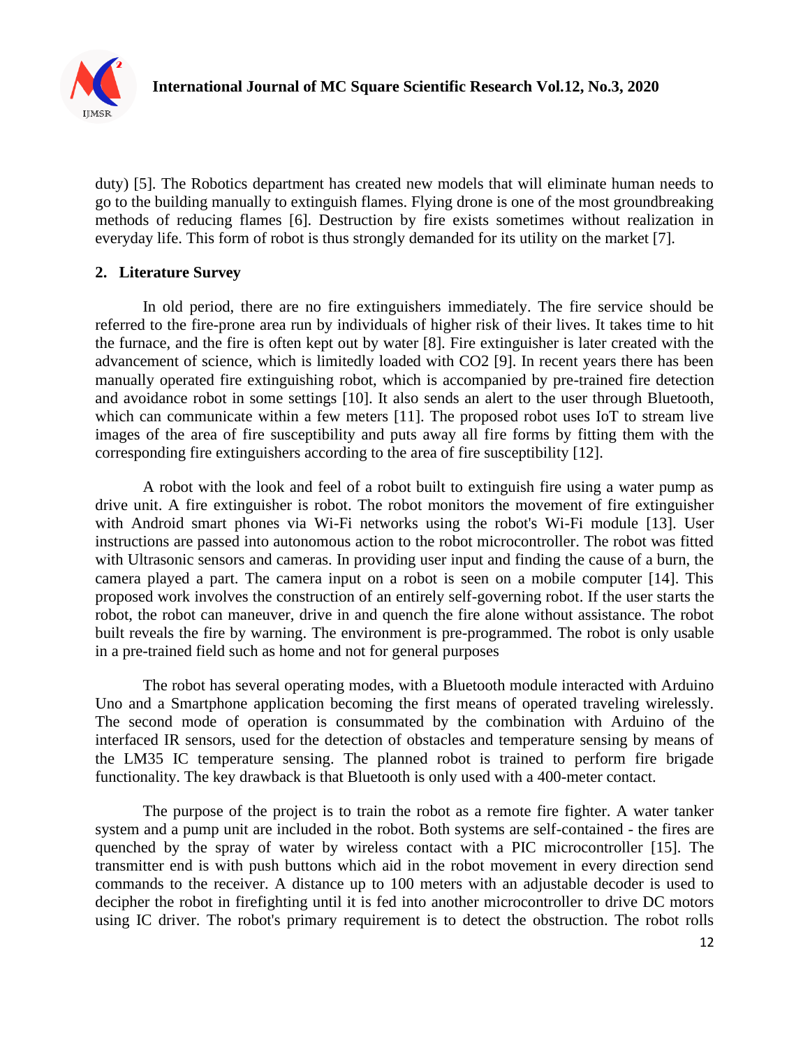duty) [5]. The Robotics department has created new models that will eliminate human needs to go to the building manually to extinguish flames. Flying drone is one of the most groundbreaking methods of reducing flames [6]. Destruction by fire exists sometimes without realization in everyday life. This form of robot is thus strongly demanded for its utility on the market [7].

## 2. Literature Survey

In old period, there are no fire extinguishers immediately. The fire service should be referred to the fire-prone area run by individuals of higher risk of their lives. It takes time to hit the furnace, and the fire is often kept out by water [8]. Fire extinguisher is later created with the advancement of science, which is limitedly loaded with CO2 [9]. In recent years there has been manually operated fire extinguishing robot, which is accompanied by pre-trained fire detection and avoidance robot in some settings [10]. It also sends an alert to the user through Bluetooth, which can communicate within a few meters [11]. The proposed robot uses IoT to stream live images of the area of fire susceptibility and puts away all fire forms by fitting them with the corresponding fire extinguishers according to the area of fire susceptibility [12].

A robot with the look and feel of a robot built to extinguish fire using a water pump as drive unit. A fire extinguisher is robot. The robot monitors the movement of fire extinguisher with Android smart phones via Wi-Fi networks using the robot's Wi-Fi module [13]. User instructions are passed into autonomous action to the robot microcontroller. The robot was fitted with Ultrasonic sensors and cameras. In providing user input and finding the cause of a burn, the camera played a part. The camera input on a robot is seen on a mobile computer [14]. This proposed work involves the construction of an entirely self-governing robot. If the user starts the robot, the robot can maneuver, drive in and quench the fire alone without assistance. The robot built reveals the fire by warning. The environment is pre-programmed. The robot is only usable in a pre-trained field such as home and not for general purposes

The robot has several operating modes, with a Bluetooth module interacted with Arduino Uno and a Smartphone application becoming the first means of operated traveling wirelessly. The second mode of operation is consummated by the combination with Arduino of the interfaced IR sensors, used for the detection of obstacles and temperature sensing by means of the LM35 IC temperature sensing. The planned robot is trained to perform fire brigade functionality. The key drawback is that Bluetooth is only used with a 400-meter contact.

The purpose of the project is to train the robot as a remote fire fighter. A water tanker system and a pump unit are included in the robot. Both systems are self-contained - the fires are quenched by the spray of water by wireless contact with a PIC microcontroller [15]. The transmitter end is with push buttons which aid in the robot movement in every direction send commands to the receiver. A distance up to 100 meters with an adjustable decoder is used to decipher the robot in firefighting until it is fed into another microcontroller to drive DC motors using IC driver. The robot's primary requirement is to detect the obstruction. The robot rolls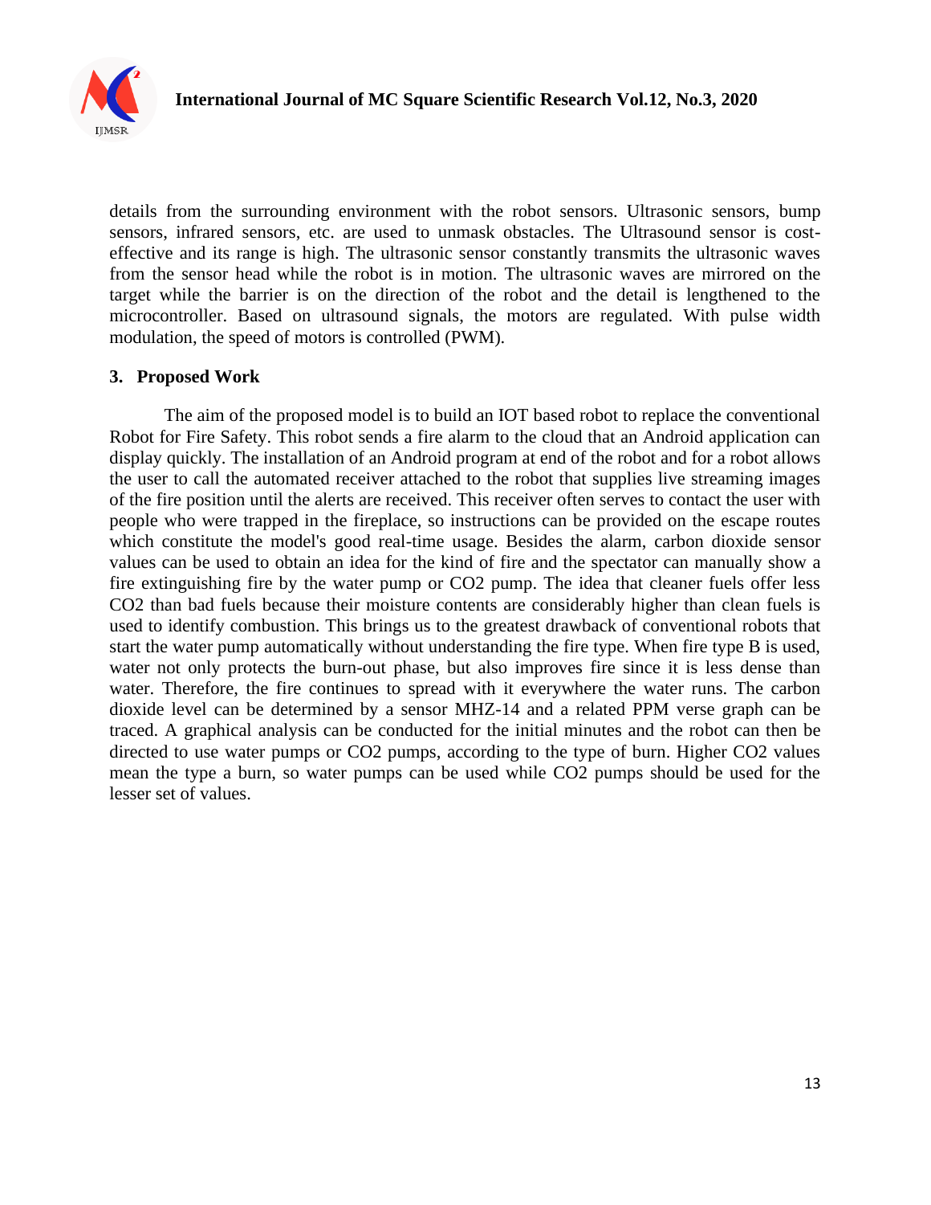details from the surrounding environment with the robot sensors. Ultrasonic sensors, bump sensors, infrared sensors, etc. are used to unmask obstacles. The Ultrasound sensor is cost-effective and its range is high. The ultrasonic sensor constantly transmits the ultrasonic waves from the sensor head while the robot is in motion. The ultrasonic waves are mirrored on the target while the barrier is on the direction of the robot and the detail is lengthened to the microcontroller. Based on ultrasound signals, the motors are regulated. With pulse width modulation, the speed of motors is controlled (PWM).

## 3. Proposed Work

The aim of the proposed model is to build an IOT based robot to replace the conventional Robot for Fire Safety. This robot sends a fire alarm to the cloud that an Android application can display quickly. The installation of an Android program at end of the robot and for a robot allows the user to call the automated receiver attached to the robot that supplies live streaming images of the fire position until the alerts are received. This receiver often serves to contact the user with people who were trapped in the fireplace, so instructions can be provided on the escape routes which constitute the model's good real-time usage. Besides the alarm, carbon dioxide sensor values can be used to obtain an idea for the kind of fire and the spectator can manually show a fire extinguishing fire by the water pump or $CO_2$ pump. The idea that cleaner fuels offer less $CO_2$ than bad fuels because their moisture contents are considerably higher than clean fuels is used to identify combustion. This brings us to the greatest drawback of conventional robots that start the water pump automatically without understanding the fire type. When fire type B is used, water not only protects the burn-out phase, but also improves fire since it is less dense than water. Therefore, the fire continues to spread with it everywhere the water runs. The carbon dioxide level can be determined by a sensor MHZ-14 and a related PPM verse graph can be traced. A graphical analysis can be conducted for the initial minutes and the robot can then be directed to use water pumps or $CO_2$ pumps, according to the type of burn. Higher $CO_2$ values mean the type a burn, so water pumps can be used while $CO_2$ pumps should be used for the lesser set of values.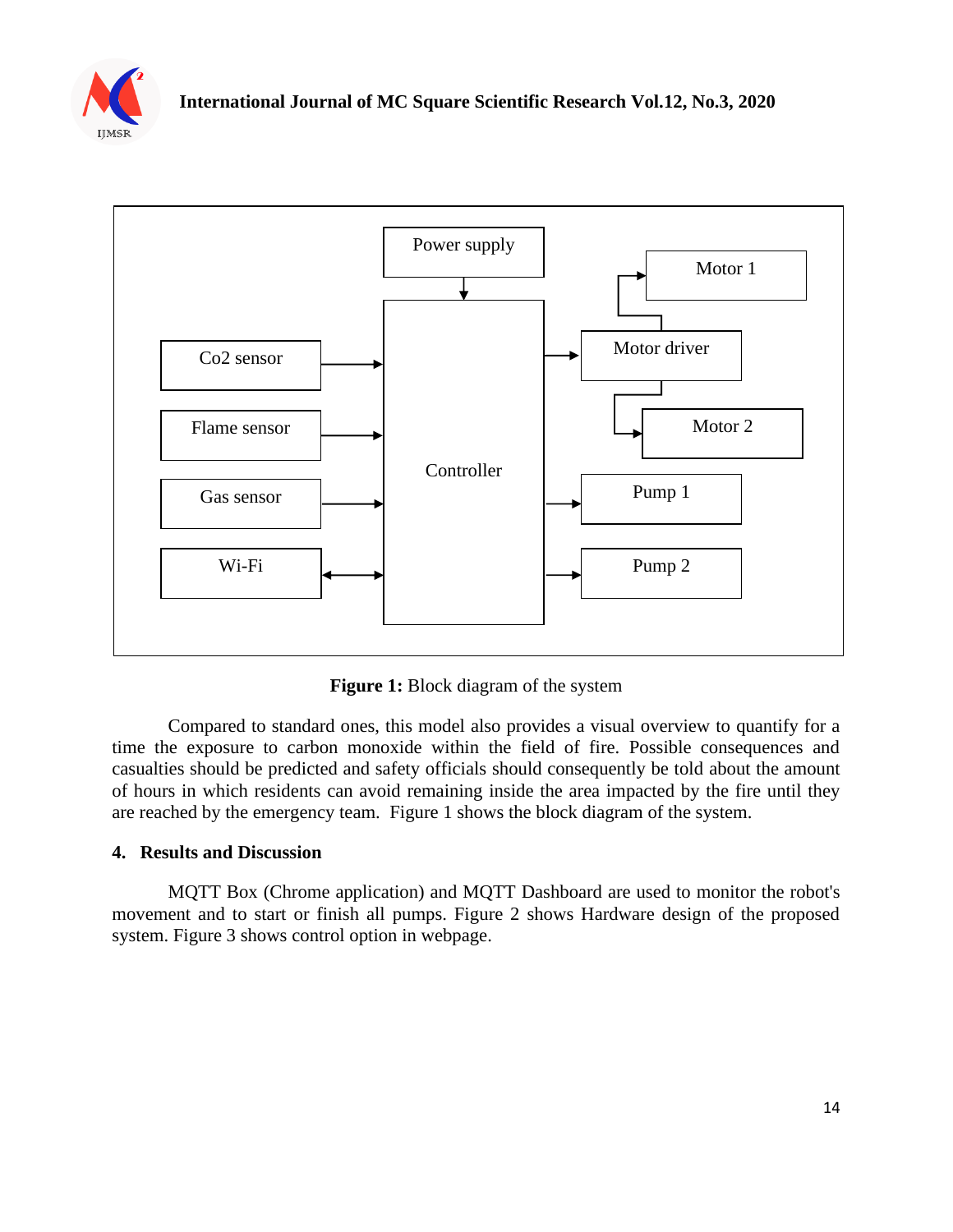**Figure 1:** Block diagram of the system

Compared to standard ones, this model also provides a visual overview to quantify for a time the exposure to carbon monoxide within the field of fire. Possible consequences and casualties should be predicted and safety officials should consequently be told about the amount of hours in which residents can avoid remaining inside the area impacted by the fire until they are reached by the emergency team. Figure 1 shows the block diagram of the system.

## 4. Results and Discussion

MQTT Box (Chrome application) and MQTT Dashboard are used to monitor the robot's movement and to start or finish all pumps. Figure 2 shows Hardware design of the proposed system. Figure 3 shows control option in webpage.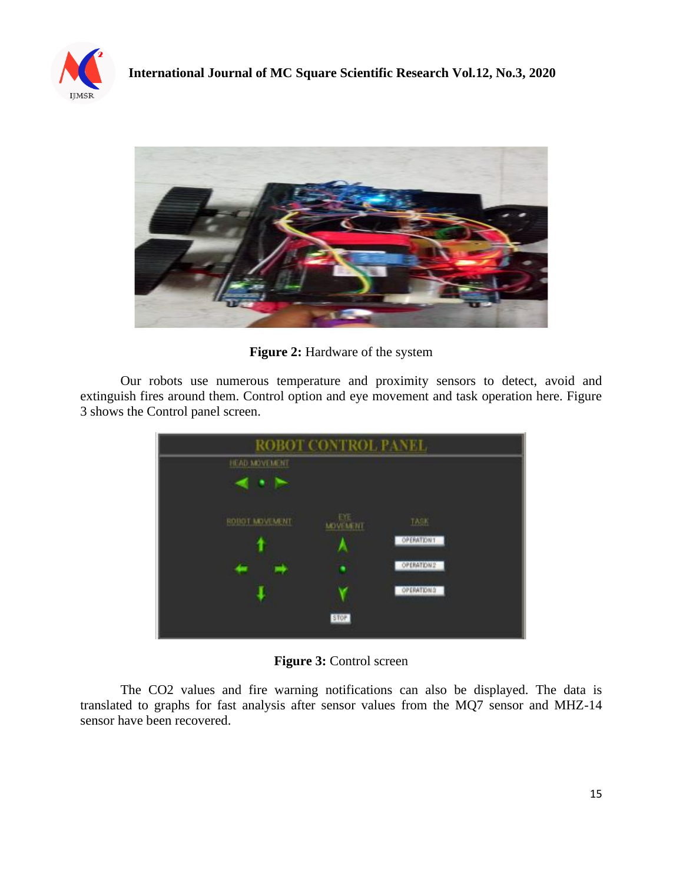**Figure 2:** Hardware of the system

Our robots use numerous temperature and proximity sensors to detect, avoid and extinguish fires around them. Control option and eye movement and task operation here. Figure 3 shows the Control panel screen.

**Figure 3:** Control screen

The $CO_2$ values and fire warning notifications can also be displayed. The data is translated to graphs for fast analysis after sensor values from the MQ7 sensor and MHZ-14 sensor have been recovered.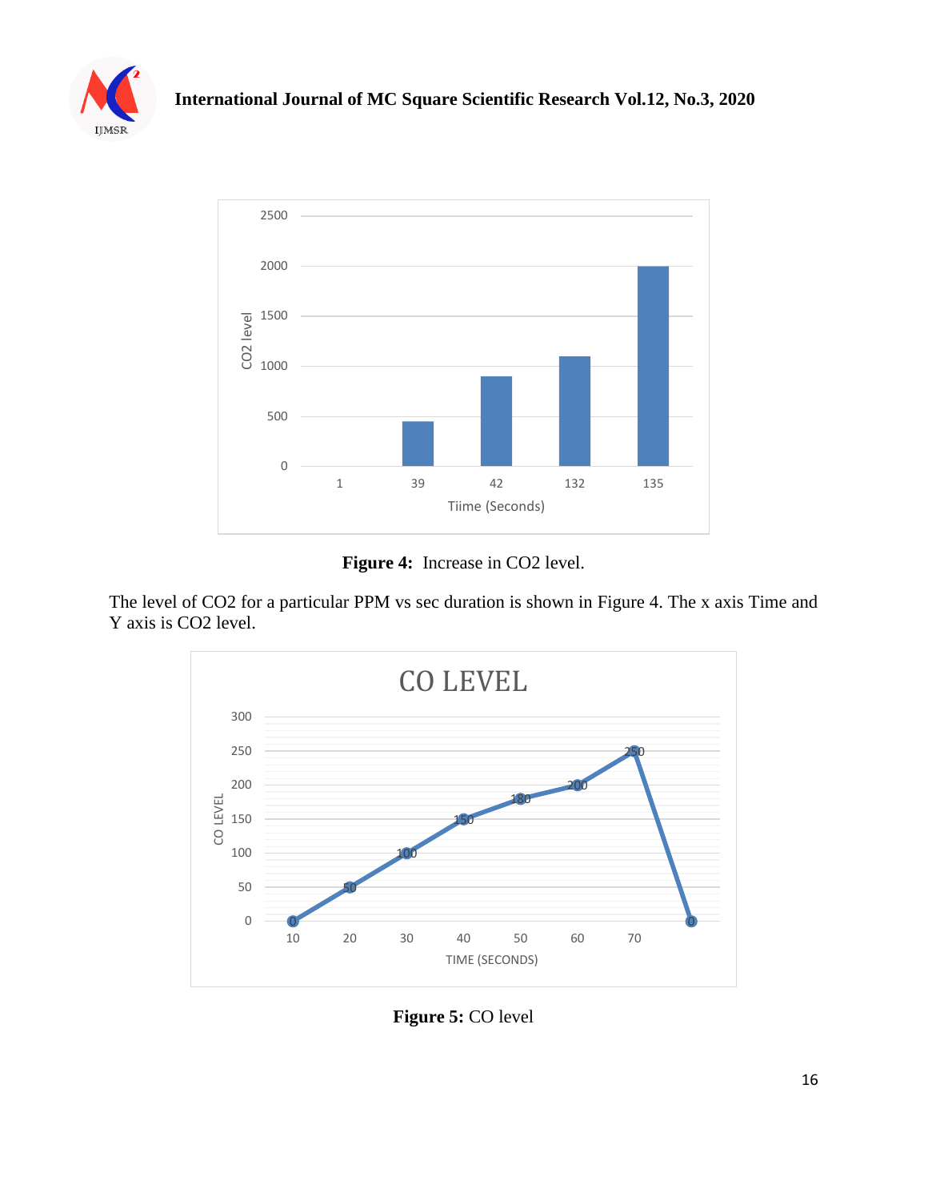**Figure 4:** Increase in $CO_2$ level.

The level of $CO_2$ for a particular PPM vs sec duration is shown in Figure 4. The x axis Time and Y axis is $CO_2$ level.

**Figure 5:** CO level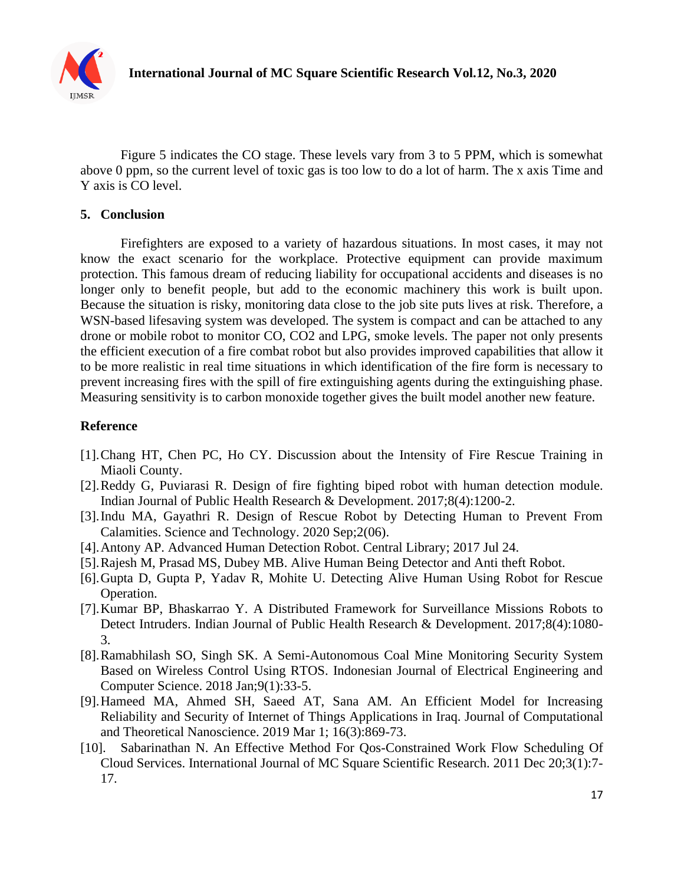Figure 5 indicates the CO stage. These levels vary from 3 to 5 PPM, which is somewhat above 0 ppm, so the current level of toxic gas is too low to do a lot of harm. The x axis Time and Y axis is CO level.

## 5. Conclusion

Firefighters are exposed to a variety of hazardous situations. In most cases, it may not know the exact scenario for the workplace. Protective equipment can provide maximum protection. This famous dream of reducing liability for occupational accidents and diseases is no longer only to benefit people, but add to the economic machinery this work is built upon. Because the situation is risky, monitoring data close to the job site puts lives at risk. Therefore, a WSN-based lifesaving system was developed. The system is compact and can be attached to any drone or mobile robot to monitor CO, CO2 and LPG, smoke levels. The paper not only presents the efficient execution of a fire combat robot but also provides improved capabilities that allow it to be more realistic in real time situations in which identification of the fire form is necessary to prevent increasing fires with the spill of fire extinguishing agents during the extinguishing phase. Measuring sensitivity is to carbon monoxide together gives the built model another new feature.

## Reference

[1]. Chang HT, Chen PC, Ho CY. Discussion about the Intensity of Fire Rescue Training in Miaoli County.

[2]. Reddy G, Puviarasi R. Design of fire fighting biped robot with human detection module. Indian Journal of Public Health Research & Development. 2017;8(4):1200-2.

[3]. Indu MA, Gayathri R. Design of Rescue Robot by Detecting Human to Prevent From Calamities. Science and Technology. 2020 Sep;2(06).

[4]. Antony AP. Advanced Human Detection Robot. Central Library; 2017 Jul 24.

[5]. Rajesh M, Prasad MS, Dubey MB. Alive Human Being Detector and Anti theft Robot.

[6]. Gupta D, Gupta P, Yadav R, Mohite U. Detecting Alive Human Using Robot for Rescue Operation.

[7]. Kumar BP, Bhaskarrao Y. A Distributed Framework for Surveillance Missions Robots to Detect Intruders. Indian Journal of Public Health Research & Development. 2017;8(4):1080-3.

[8]. Ramabhilash SO, Singh SK. A Semi-Autonomous Coal Mine Monitoring Security System Based on Wireless Control Using RTOS. Indonesian Journal of Electrical Engineering and Computer Science. 2018 Jan;9(1):33-5.

[9]. Hameed MA, Ahmed SH, Saeed AT, Sana AM. An Efficient Model for Increasing Reliability and Security of Internet of Things Applications in Iraq. Journal of Computational and Theoretical Nanoscience. 2019 Mar 1; 16(3):869-73.

[10]. Sabarinathan N. An Effective Method For Qos-Constrained Work Flow Scheduling Of Cloud Services. International Journal of MC Square Scientific Research. 2011 Dec 20;3(1):7-17.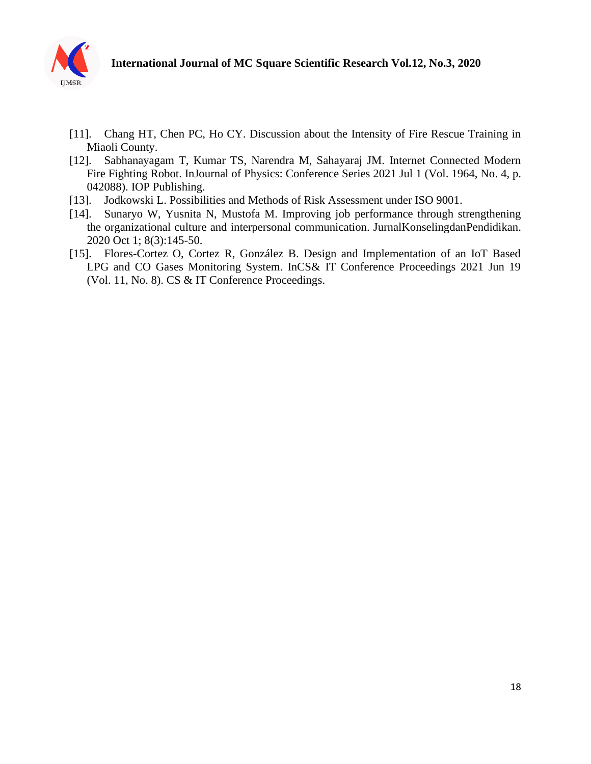[11]. Chang HT, Chen PC, Ho CY. Discussion about the Intensity of Fire Rescue Training in Miaoli County.

[12]. Sabhanayagam T, Kumar TS, Narendra M, Sahayaraj JM. Internet Connected Modern Fire Fighting Robot. InJournal of Physics: Conference Series 2021 Jul 1 (Vol. 1964, No. 4, p. 042088). IOP Publishing.

[13]. Jodkowski L. Possibilities and Methods of Risk Assessment under ISO 9001.

[14]. Sunaryo W, Yusnita N, Mustofa M. Improving job performance through strengthening the organizational culture and interpersonal communication. JurnalKonselingdanPendidikan. 2020 Oct 1; 8(3):145-50.

[15]. Flores-Cortez O, Cortez R, González B. Design and Implementation of an IoT Based LPG and CO Gases Monitoring System. InCS& IT Conference Proceedings 2021 Jun 19 (Vol. 11, No. 8). CS & IT Conference Proceedings.